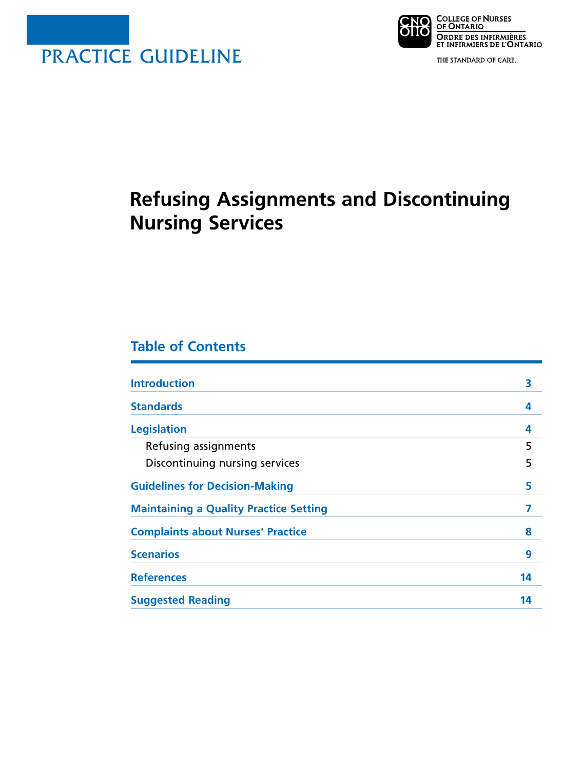PRACTICE GUIDELINE

College of Nurses of Ontario
Ordre des infirmières et infirmiers de l'Ontario

THE STANDARD OF CARE.

# Refusing Assignments and Discontinuing Nursing Services

## Table of Contents

| | |
|---|---|
| **Introduction** | **3** |
| **Standards** | **4** |
| **Legislation** | **4** |
| Refusing assignments | 5 |
| Discontinuing nursing services | 5 |
| **Guidelines for Decision-Making** | **5** |
| **Maintaining a Quality Practice Setting** | **7** |
| **Complaints about Nurses' Practice** | **8** |
| **Scenarios** | **9** |
| **References** | **14** |
| **Suggested Reading** | **14** |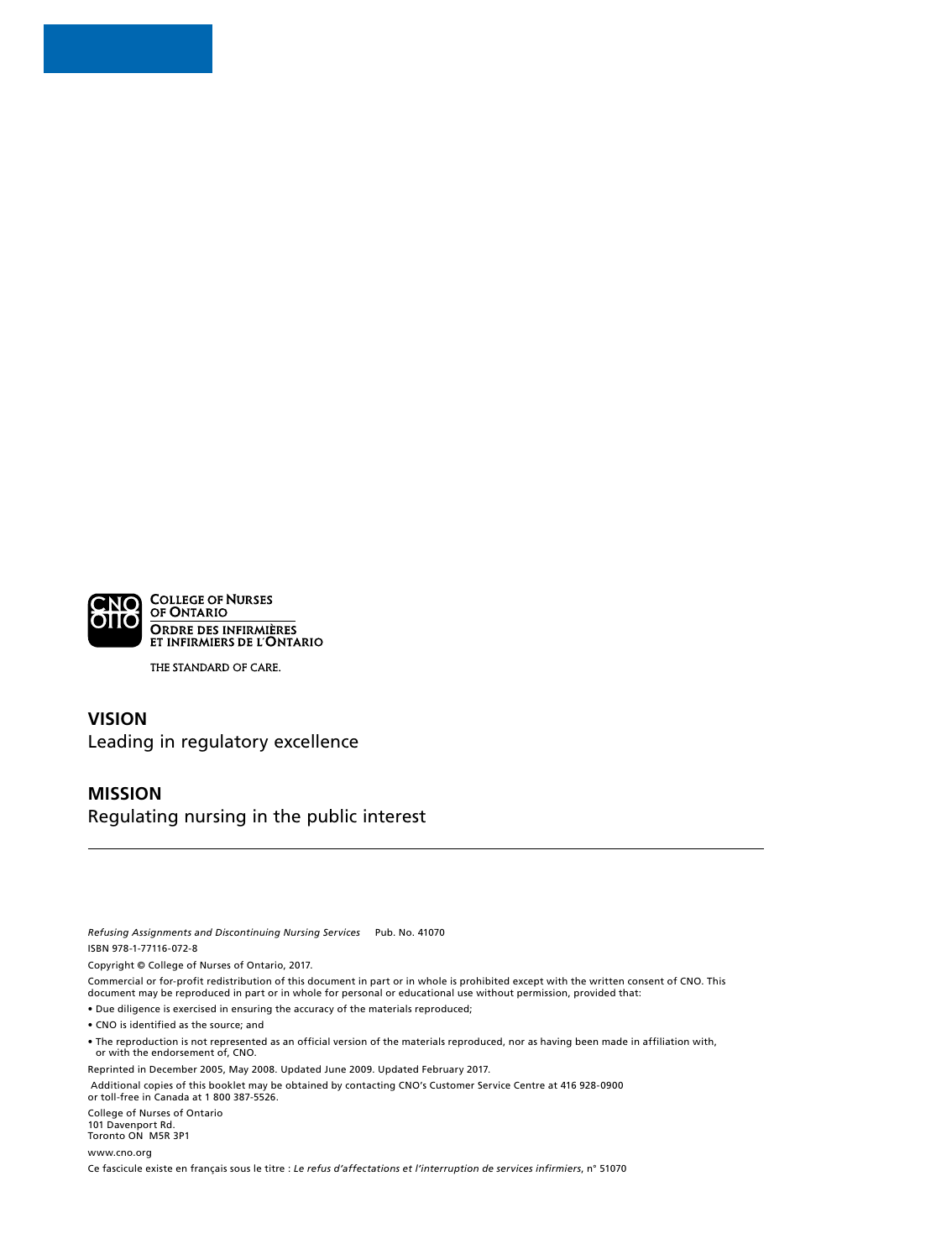College of Nurses of Ontario

Ordre des infirmières et infirmiers de l'Ontario

THE STANDARD OF CARE.

**VISION**

Leading in regulatory excellence

**MISSION**

Regulating nursing in the public interest

---

*Refusing Assignments and Discontinuing Nursing Services* Pub. No. 41070

ISBN 978-1-77116-072-8

Copyright © College of Nurses of Ontario, 2017.

Commercial or for-profit redistribution of this document in part or in whole is prohibited except with the written consent of CNO. This document may be reproduced in part or in whole for personal or educational use without permission, provided that:

- Due diligence is exercised in ensuring the accuracy of the materials reproduced;
- CNO is identified as the source; and
- The reproduction is not represented as an official version of the materials reproduced, nor as having been made in affiliation with, or with the endorsement of, CNO.

Reprinted in December 2005, May 2008. Updated June 2009. Updated February 2017.

Additional copies of this booklet may be obtained by contacting CNO's Customer Service Centre at 416 928-0900 or toll-free in Canada at 1 800 387-5526.

College of Nurses of Ontario
101 Davenport Rd.
Toronto ON M5R 3P1

www.cno.org

Ce fascicule existe en français sous le titre : *Le refus d'affectations et l'interruption de services infirmiers*, n° 51070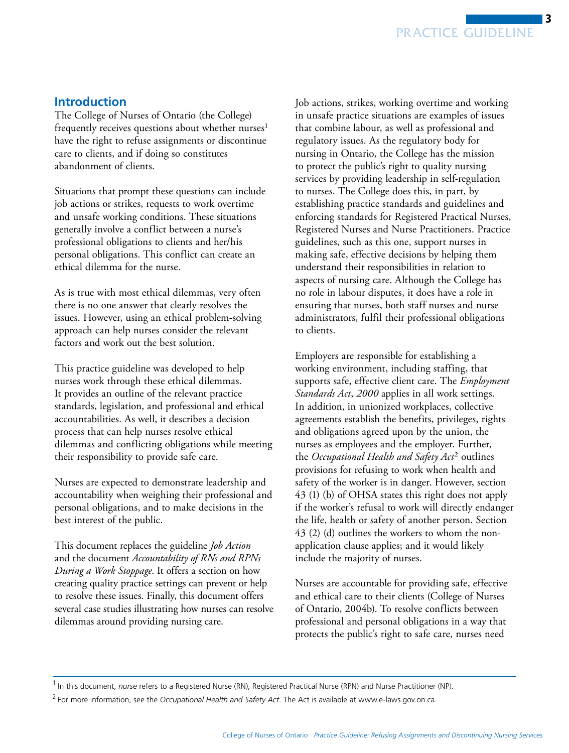## Introduction

The College of Nurses of Ontario (the College) frequently receives questions about whether nurses[1] have the right to refuse assignments or discontinue care to clients, and if doing so constitutes abandonment of clients.

Situations that prompt these questions can include job actions or strikes, requests to work overtime and unsafe working conditions. These situations generally involve a conflict between a nurse's professional obligations to clients and her/his personal obligations. This conflict can create an ethical dilemma for the nurse.

As is true with most ethical dilemmas, very often there is no one answer that clearly resolves the issues. However, using an ethical problem-solving approach can help nurses consider the relevant factors and work out the best solution.

This practice guideline was developed to help nurses work through these ethical dilemmas. It provides an outline of the relevant practice standards, legislation, and professional and ethical accountabilities. As well, it describes a decision process that can help nurses resolve ethical dilemmas and conflicting obligations while meeting their responsibility to provide safe care.

Nurses are expected to demonstrate leadership and accountability when weighing their professional and personal obligations, and to make decisions in the best interest of the public.

This document replaces the guideline *Job Action* and the document *Accountability of RNs and RPNs During a Work Stoppage*. It offers a section on how creating quality practice settings can prevent or help to resolve these issues. Finally, this document offers several case studies illustrating how nurses can resolve dilemmas around providing nursing care.

Job actions, strikes, working overtime and working in unsafe practice situations are examples of issues that combine labour, as well as professional and regulatory issues. As the regulatory body for nursing in Ontario, the College has the mission to protect the public's right to quality nursing services by providing leadership in self-regulation to nurses. The College does this, in part, by establishing practice standards and guidelines and enforcing standards for Registered Practical Nurses, Registered Nurses and Nurse Practitioners. Practice guidelines, such as this one, support nurses in making safe, effective decisions by helping them understand their responsibilities in relation to aspects of nursing care. Although the College has no role in labour disputes, it does have a role in ensuring that nurses, both staff nurses and nurse administrators, fulfil their professional obligations to clients.

Employers are responsible for establishing a working environment, including staffing, that supports safe, effective client care. The *Employment Standards Act, 2000* applies in all work settings. In addition, in unionized workplaces, collective agreements establish the benefits, privileges, rights and obligations agreed upon by the union, the nurses as employees and the employer. Further, the *Occupational Health and Safety Act*[2] outlines provisions for refusing to work when health and safety of the worker is in danger. However, section 43 (1) (b) of OHSA states this right does not apply if the worker's refusal to work will directly endanger the life, health or safety of another person. Section 43 (2) (d) outlines the workers to whom the non-application clause applies; and it would likely include the majority of nurses.

Nurses are accountable for providing safe, effective and ethical care to their clients (College of Nurses of Ontario, 2004b). To resolve conflicts between professional and personal obligations in a way that protects the public's right to safe care, nurses need

---

[1] In this document, *nurse* refers to a Registered Nurse (RN), Registered Practical Nurse (RPN) and Nurse Practitioner (NP).

[2] For more information, see the *Occupational Health and Safety Act*. The Act is available at www.e-laws.gov.on.ca.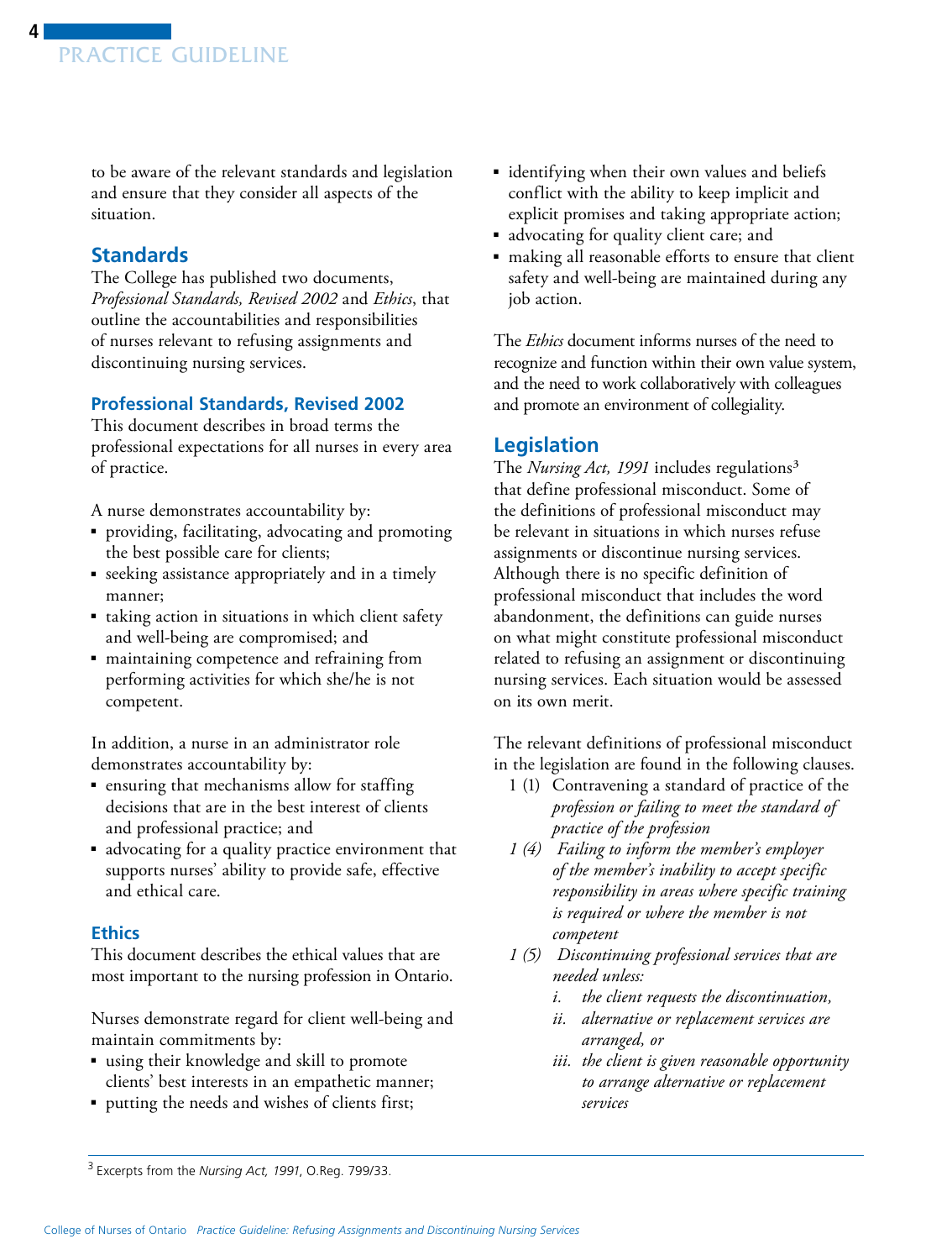to be aware of the relevant standards and legislation and ensure that they consider all aspects of the situation.

## Standards

The College has published two documents, *Professional Standards, Revised 2002* and *Ethics*, that outline the accountabilities and responsibilities of nurses relevant to refusing assignments and discontinuing nursing services.

### Professional Standards, Revised 2002

This document describes in broad terms the professional expectations for all nurses in every area of practice.

A nurse demonstrates accountability by:

- providing, facilitating, advocating and promoting the best possible care for clients;
- seeking assistance appropriately and in a timely manner;
- taking action in situations in which client safety and well-being are compromised; and
- maintaining competence and refraining from performing activities for which she/he is not competent.

In addition, a nurse in an administrator role demonstrates accountability by:

- ensuring that mechanisms allow for staffing decisions that are in the best interest of clients and professional practice; and
- advocating for a quality practice environment that supports nurses' ability to provide safe, effective and ethical care.

### Ethics

This document describes the ethical values that are most important to the nursing profession in Ontario.

Nurses demonstrate regard for client well-being and maintain commitments by:

- using their knowledge and skill to promote clients' best interests in an empathetic manner;
- putting the needs and wishes of clients first;
- identifying when their own values and beliefs conflict with the ability to keep implicit and explicit promises and taking appropriate action;
- advocating for quality client care; and
- making all reasonable efforts to ensure that client safety and well-being are maintained during any job action.

The *Ethics* document informs nurses of the need to recognize and function within their own value system, and the need to work collaboratively with colleagues and promote an environment of collegiality.

## Legislation

The *Nursing Act, 1991* includes regulations[3] that define professional misconduct. Some of the definitions of professional misconduct may be relevant in situations in which nurses refuse assignments or discontinue nursing services. Although there is no specific definition of professional misconduct that includes the word abandonment, the definitions can guide nurses on what might constitute professional misconduct related to refusing an assignment or discontinuing nursing services. Each situation would be assessed on its own merit.

The relevant definitions of professional misconduct in the legislation are found in the following clauses.

1 (1) Contravening a standard of practice of the *profession or failing to meet the standard of practice of the profession*

*1 (4) Failing to inform the member's employer of the member's inability to accept specific responsibility in areas where specific training is required or where the member is not competent*

*1 (5) Discontinuing professional services that are needed unless:*

- *i. the client requests the discontinuation,*
- *ii. alternative or replacement services are arranged, or*
- *iii. the client is given reasonable opportunity to arrange alternative or replacement services*

---

[3] Excerpts from the *Nursing Act, 1991*, O.Reg. 799/33.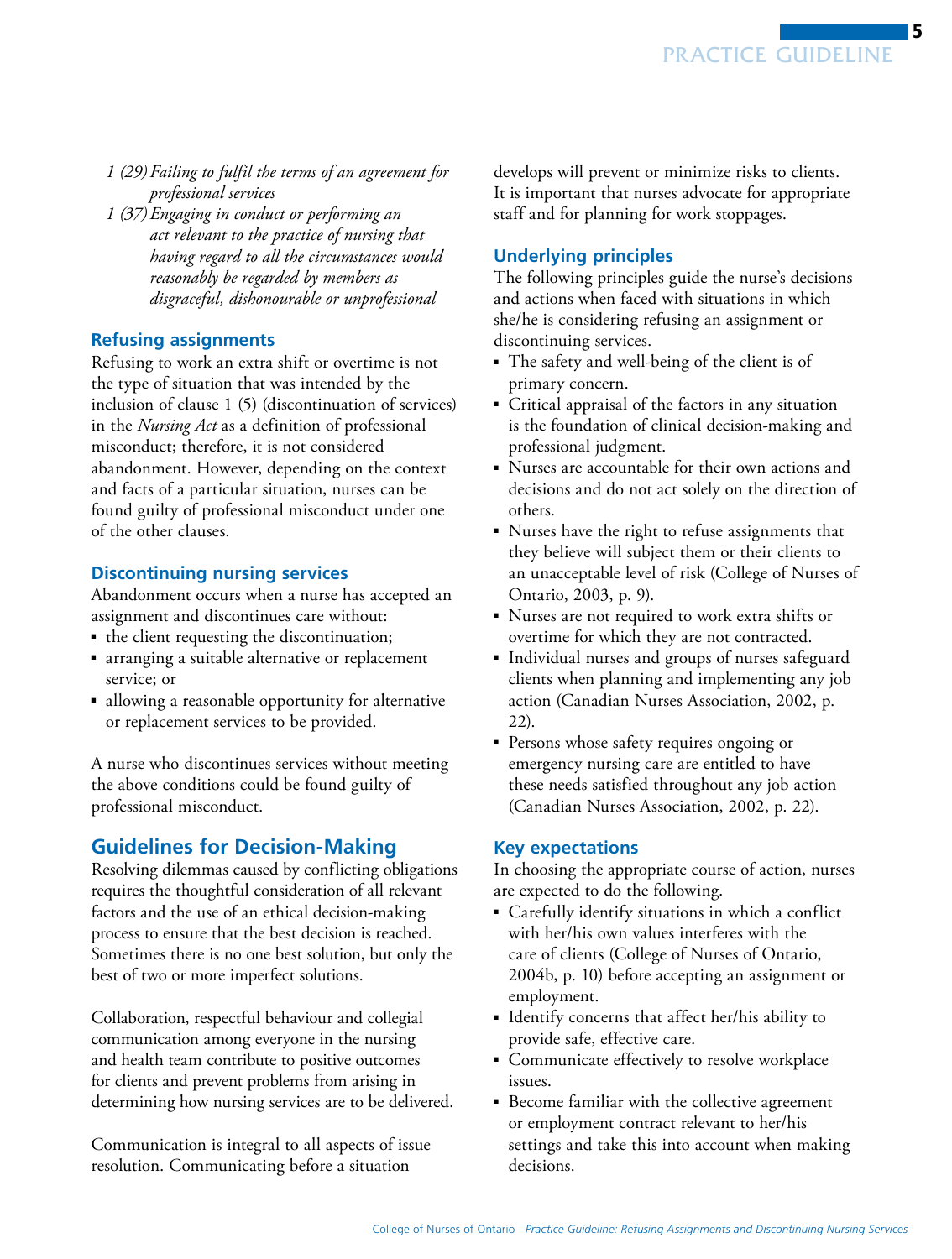- 1 (29) *Failing to fulfil the terms of an agreement for professional services*
- 1 (37) *Engaging in conduct or performing an act relevant to the practice of nursing that having regard to all the circumstances would reasonably be regarded by members as disgraceful, dishonourable or unprofessional*

### Refusing assignments

Refusing to work an extra shift or overtime is not the type of situation that was intended by the inclusion of clause 1 (5) (discontinuation of services) in the *Nursing Act* as a definition of professional misconduct; therefore, it is not considered abandonment. However, depending on the context and facts of a particular situation, nurses can be found guilty of professional misconduct under one of the other clauses.

### Discontinuing nursing services

Abandonment occurs when a nurse has accepted an assignment and discontinues care without:

- the client requesting the discontinuation;
- arranging a suitable alternative or replacement service; or
- allowing a reasonable opportunity for alternative or replacement services to be provided.

A nurse who discontinues services without meeting the above conditions could be found guilty of professional misconduct.

## Guidelines for Decision-Making

Resolving dilemmas caused by conflicting obligations requires the thoughtful consideration of all relevant factors and the use of an ethical decision-making process to ensure that the best decision is reached. Sometimes there is no one best solution, but only the best of two or more imperfect solutions.

Collaboration, respectful behaviour and collegial communication among everyone in the nursing and health team contribute to positive outcomes for clients and prevent problems from arising in determining how nursing services are to be delivered.

Communication is integral to all aspects of issue resolution. Communicating before a situation develops will prevent or minimize risks to clients. It is important that nurses advocate for appropriate staff and for planning for work stoppages.

### Underlying principles

The following principles guide the nurse's decisions and actions when faced with situations in which she/he is considering refusing an assignment or discontinuing services.

- The safety and well-being of the client is of primary concern.
- Critical appraisal of the factors in any situation is the foundation of clinical decision-making and professional judgment.
- Nurses are accountable for their own actions and decisions and do not act solely on the direction of others.
- Nurses have the right to refuse assignments that they believe will subject them or their clients to an unacceptable level of risk (College of Nurses of Ontario, 2003, p. 9).
- Nurses are not required to work extra shifts or overtime for which they are not contracted.
- Individual nurses and groups of nurses safeguard clients when planning and implementing any job action (Canadian Nurses Association, 2002, p. 22).
- Persons whose safety requires ongoing or emergency nursing care are entitled to have these needs satisfied throughout any job action (Canadian Nurses Association, 2002, p. 22).

### Key expectations

In choosing the appropriate course of action, nurses are expected to do the following.

- Carefully identify situations in which a conflict with her/his own values interferes with the care of clients (College of Nurses of Ontario, 2004b, p. 10) before accepting an assignment or employment.
- Identify concerns that affect her/his ability to provide safe, effective care.
- Communicate effectively to resolve workplace issues.
- Become familiar with the collective agreement or employment contract relevant to her/his settings and take this into account when making decisions.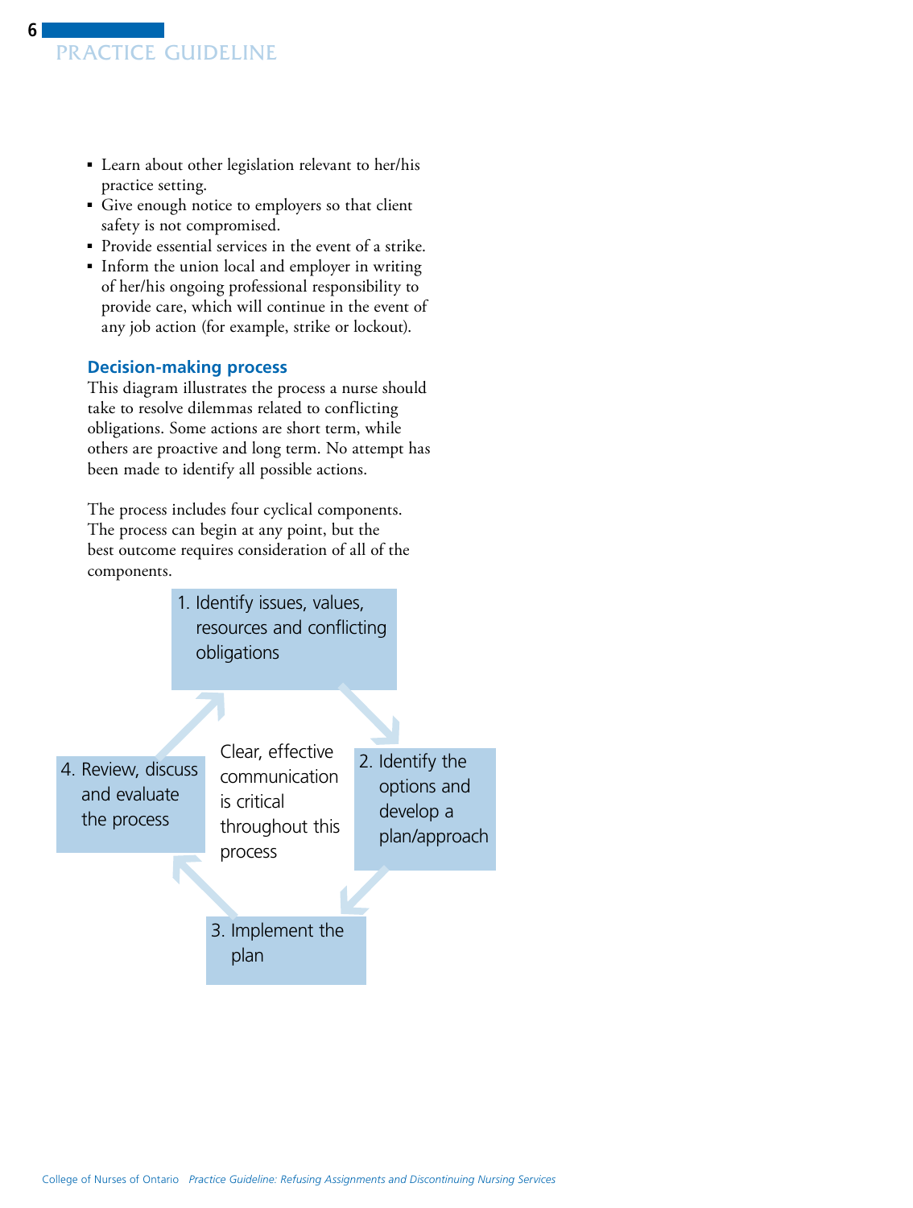- Learn about other legislation relevant to her/his practice setting.
- Give enough notice to employers so that client safety is not compromised.
- Provide essential services in the event of a strike.
- Inform the union local and employer in writing of her/his ongoing professional responsibility to provide care, which will continue in the event of any job action (for example, strike or lockout).

### Decision-making process

This diagram illustrates the process a nurse should take to resolve dilemmas related to conflicting obligations. Some actions are short term, while others are proactive and long term. No attempt has been made to identify all possible actions.

The process includes four cyclical components. The process can begin at any point, but the best outcome requires consideration of all of the components.

1. Identify issues, values, resources and conflicting obligations
2. Identify the options and develop a plan/approach
3. Implement the plan
4. Review, discuss and evaluate the process

Clear, effective communication is critical throughout this process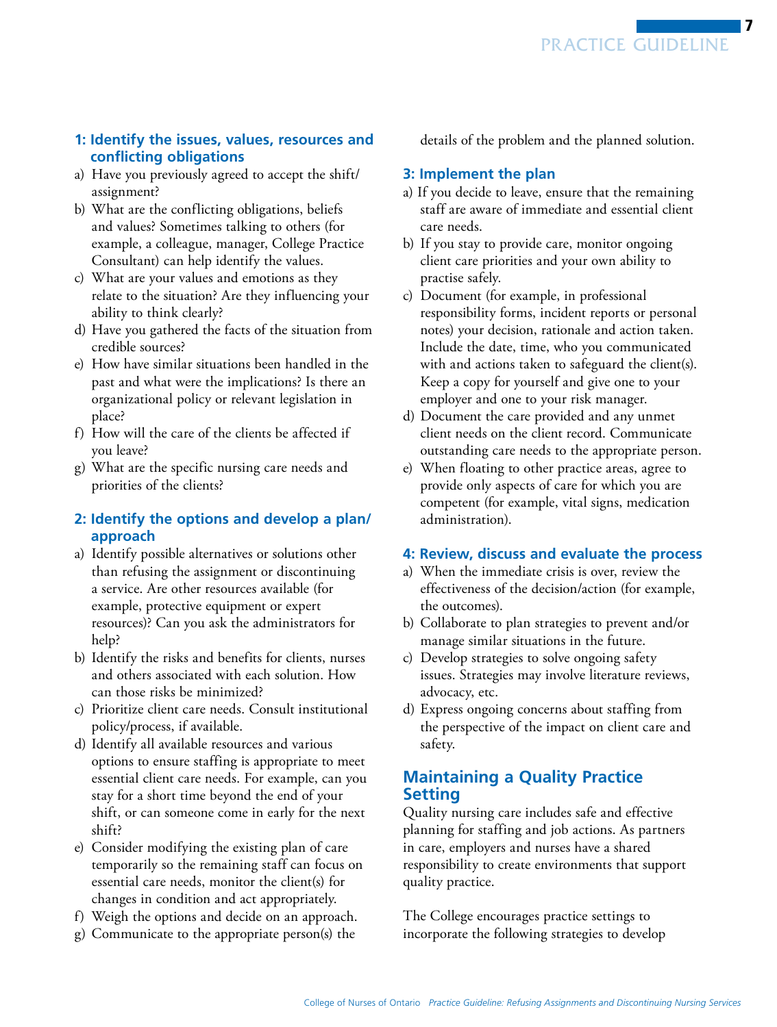### 1: Identify the issues, values, resources and conflicting obligations

a) Have you previously agreed to accept the shift/assignment?
b) What are the conflicting obligations, beliefs and values? Sometimes talking to others (for example, a colleague, manager, College Practice Consultant) can help identify the values.
c) What are your values and emotions as they relate to the situation? Are they influencing your ability to think clearly?
d) Have you gathered the facts of the situation from credible sources?
e) How have similar situations been handled in the past and what were the implications? Is there an organizational policy or relevant legislation in place?
f) How will the care of the clients be affected if you leave?
g) What are the specific nursing care needs and priorities of the clients?

### 2: Identify the options and develop a plan/approach

a) Identify possible alternatives or solutions other than refusing the assignment or discontinuing a service. Are other resources available (for example, protective equipment or expert resources)? Can you ask the administrators for help?
b) Identify the risks and benefits for clients, nurses and others associated with each solution. How can those risks be minimized?
c) Prioritize client care needs. Consult institutional policy/process, if available.
d) Identify all available resources and various options to ensure staffing is appropriate to meet essential client care needs. For example, can you stay for a short time beyond the end of your shift, or can someone come in early for the next shift?
e) Consider modifying the existing plan of care temporarily so the remaining staff can focus on essential care needs, monitor the client(s) for changes in condition and act appropriately.
f) Weigh the options and decide on an approach.
g) Communicate to the appropriate person(s) the details of the problem and the planned solution.

### 3: Implement the plan

a) If you decide to leave, ensure that the remaining staff are aware of immediate and essential client care needs.
b) If you stay to provide care, monitor ongoing client care priorities and your own ability to practise safely.
c) Document (for example, in professional responsibility forms, incident reports or personal notes) your decision, rationale and action taken. Include the date, time, who you communicated with and actions taken to safeguard the client(s). Keep a copy for yourself and give one to your employer and one to your risk manager.
d) Document the care provided and any unmet client needs on the client record. Communicate outstanding care needs to the appropriate person.
e) When floating to other practice areas, agree to provide only aspects of care for which you are competent (for example, vital signs, medication administration).

### 4: Review, discuss and evaluate the process

a) When the immediate crisis is over, review the effectiveness of the decision/action (for example, the outcomes).
b) Collaborate to plan strategies to prevent and/or manage similar situations in the future.
c) Develop strategies to solve ongoing safety issues. Strategies may involve literature reviews, advocacy, etc.
d) Express ongoing concerns about staffing from the perspective of the impact on client care and safety.

## Maintaining a Quality Practice Setting

Quality nursing care includes safe and effective planning for staffing and job actions. As partners in care, employers and nurses have a shared responsibility to create environments that support quality practice.

The College encourages practice settings to incorporate the following strategies to develop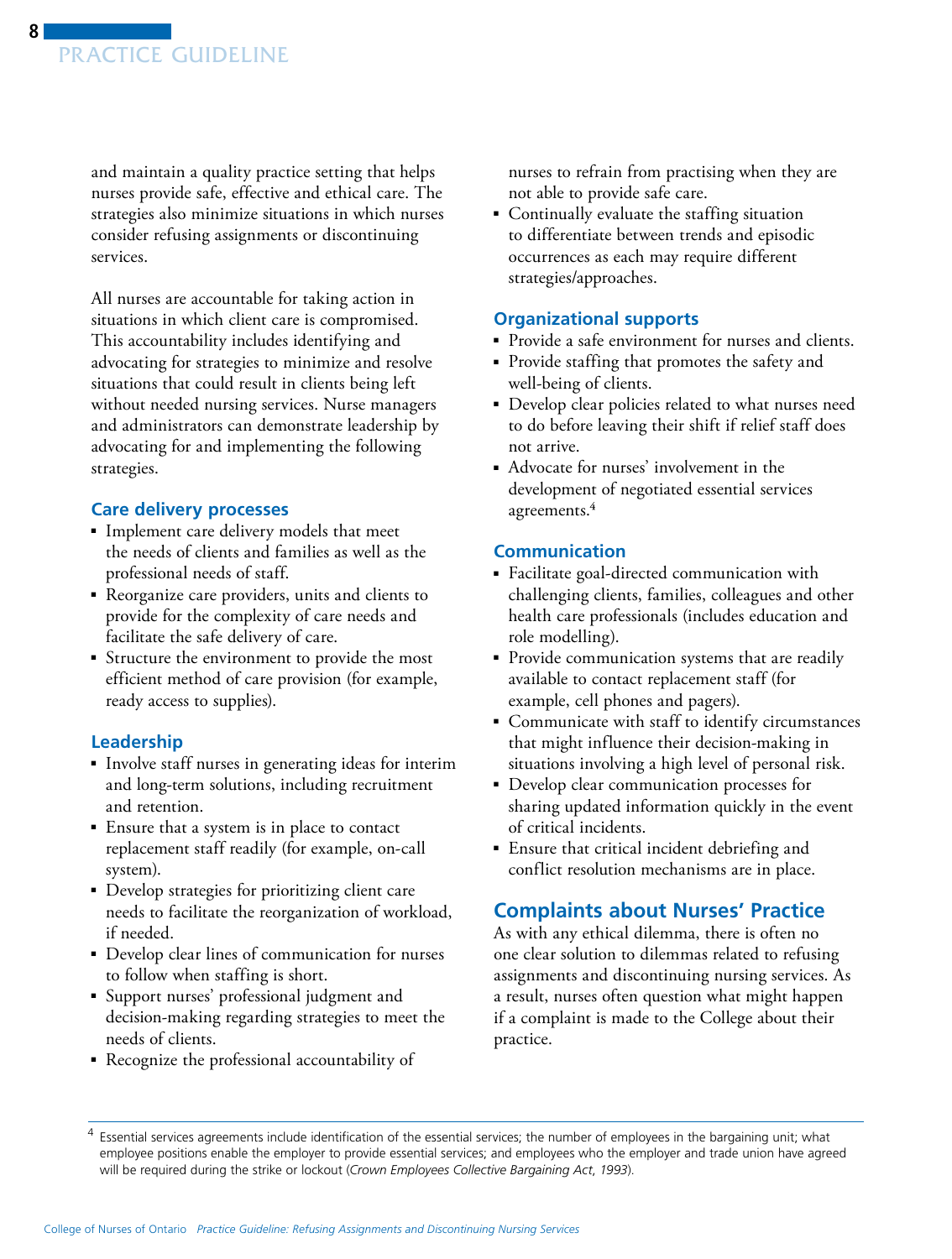and maintain a quality practice setting that helps nurses provide safe, effective and ethical care. The strategies also minimize situations in which nurses consider refusing assignments or discontinuing services.

All nurses are accountable for taking action in situations in which client care is compromised. This accountability includes identifying and advocating for strategies to minimize and resolve situations that could result in clients being left without needed nursing services. Nurse managers and administrators can demonstrate leadership by advocating for and implementing the following strategies.

### Care delivery processes

- Implement care delivery models that meet the needs of clients and families as well as the professional needs of staff.
- Reorganize care providers, units and clients to provide for the complexity of care needs and facilitate the safe delivery of care.
- Structure the environment to provide the most efficient method of care provision (for example, ready access to supplies).

### Leadership

- Involve staff nurses in generating ideas for interim and long-term solutions, including recruitment and retention.
- Ensure that a system is in place to contact replacement staff readily (for example, on-call system).
- Develop strategies for prioritizing client care needs to facilitate the reorganization of workload, if needed.
- Develop clear lines of communication for nurses to follow when staffing is short.
- Support nurses' professional judgment and decision-making regarding strategies to meet the needs of clients.
- Recognize the professional accountability of nurses to refrain from practising when they are not able to provide safe care.
- Continually evaluate the staffing situation to differentiate between trends and episodic occurrences as each may require different strategies/approaches.

### Organizational supports

- Provide a safe environment for nurses and clients.
- Provide staffing that promotes the safety and well-being of clients.
- Develop clear policies related to what nurses need to do before leaving their shift if relief staff does not arrive.
- Advocate for nurses' involvement in the development of negotiated essential services agreements.[4]

### Communication

- Facilitate goal-directed communication with challenging clients, families, colleagues and other health care professionals (includes education and role modelling).
- Provide communication systems that are readily available to contact replacement staff (for example, cell phones and pagers).
- Communicate with staff to identify circumstances that might influence their decision-making in situations involving a high level of personal risk.
- Develop clear communication processes for sharing updated information quickly in the event of critical incidents.
- Ensure that critical incident debriefing and conflict resolution mechanisms are in place.

## Complaints about Nurses' Practice

As with any ethical dilemma, there is often no one clear solution to dilemmas related to refusing assignments and discontinuing nursing services. As a result, nurses often question what might happen if a complaint is made to the College about their practice.

---

[4] Essential services agreements include identification of the essential services; the number of employees in the bargaining unit; what employee positions enable the employer to provide essential services; and employees who the employer and trade union have agreed will be required during the strike or lockout (*Crown Employees Collective Bargaining Act, 1993*).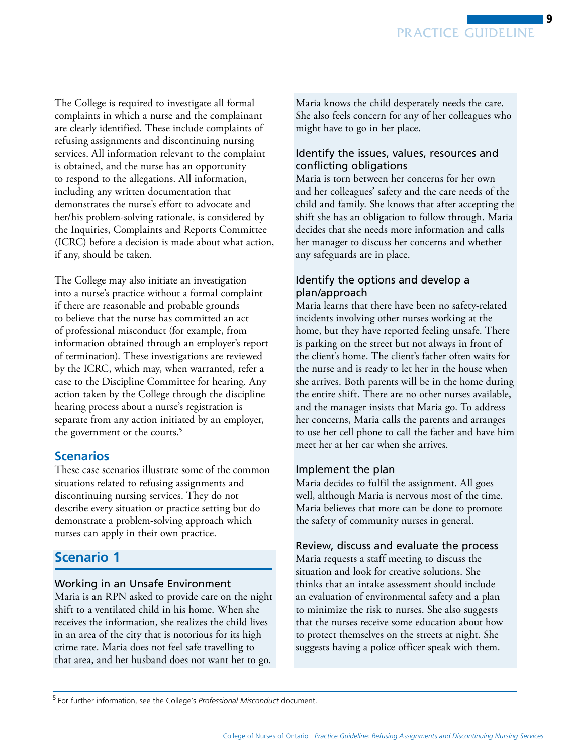The College is required to investigate all formal complaints in which a nurse and the complainant are clearly identified. These include complaints of refusing assignments and discontinuing nursing services. All information relevant to the complaint is obtained, and the nurse has an opportunity to respond to the allegations. All information, including any written documentation that demonstrates the nurse's effort to advocate and her/his problem-solving rationale, is considered by the Inquiries, Complaints and Reports Committee (ICRC) before a decision is made about what action, if any, should be taken.

The College may also initiate an investigation into a nurse's practice without a formal complaint if there are reasonable and probable grounds to believe that the nurse has committed an act of professional misconduct (for example, from information obtained through an employer's report of termination). These investigations are reviewed by the ICRC, which may, when warranted, refer a case to the Discipline Committee for hearing. Any action taken by the College through the discipline hearing process about a nurse's registration is separate from any action initiated by an employer, the government or the courts.[5]

## Scenarios

These case scenarios illustrate some of the common situations related to refusing assignments and discontinuing nursing services. They do not describe every situation or practice setting but do demonstrate a problem-solving approach which nurses can apply in their own practice.

## Scenario 1

### Working in an Unsafe Environment

Maria is an RPN asked to provide care on the night shift to a ventilated child in his home. When she receives the information, she realizes the child lives in an area of the city that is notorious for its high crime rate. Maria does not feel safe travelling to that area, and her husband does not want her to go. Maria knows the child desperately needs the care. She also feels concern for any of her colleagues who might have to go in her place.

### Identify the issues, values, resources and conflicting obligations

Maria is torn between her concerns for her own and her colleagues' safety and the care needs of the child and family. She knows that after accepting the shift she has an obligation to follow through. Maria decides that she needs more information and calls her manager to discuss her concerns and whether any safeguards are in place.

### Identify the options and develop a plan/approach

Maria learns that there have been no safety-related incidents involving other nurses working at the home, but they have reported feeling unsafe. There is parking on the street but not always in front of the client's home. The client's father often waits for the nurse and is ready to let her in the house when she arrives. Both parents will be in the home during the entire shift. There are no other nurses available, and the manager insists that Maria go. To address her concerns, Maria calls the parents and arranges to use her cell phone to call the father and have him meet her at her car when she arrives.

### Implement the plan

Maria decides to fulfil the assignment. All goes well, although Maria is nervous most of the time. Maria believes that more can be done to promote the safety of community nurses in general.

### Review, discuss and evaluate the process

Maria requests a staff meeting to discuss the situation and look for creative solutions. She thinks that an intake assessment should include an evaluation of environmental safety and a plan to minimize the risk to nurses. She also suggests that the nurses receive some education about how to protect themselves on the streets at night. She suggests having a police officer speak with them.

---

[5] For further information, see the College's *Professional Misconduct* document.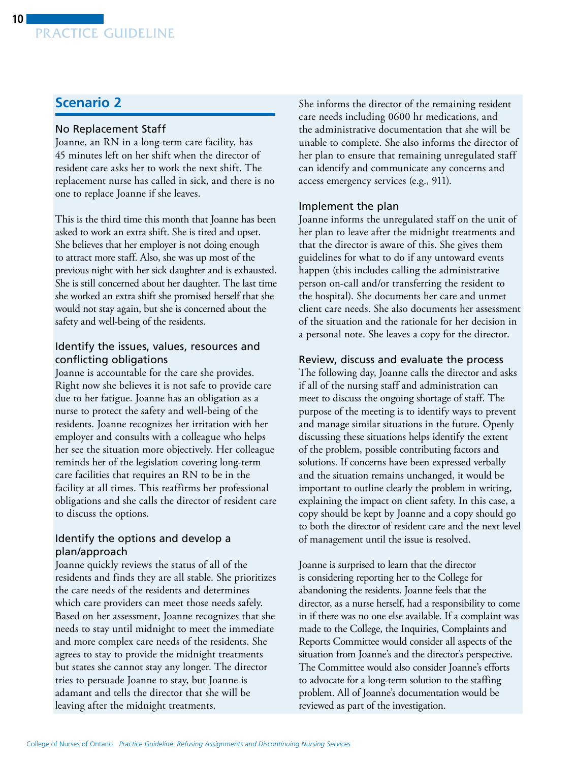## Scenario 2

### No Replacement Staff

Joanne, an RN in a long-term care facility, has 45 minutes left on her shift when the director of resident care asks her to work the next shift. The replacement nurse has called in sick, and there is no one to replace Joanne if she leaves.

This is the third time this month that Joanne has been asked to work an extra shift. She is tired and upset. She believes that her employer is not doing enough to attract more staff. Also, she was up most of the previous night with her sick daughter and is exhausted. She is still concerned about her daughter. The last time she worked an extra shift she promised herself that she would not stay again, but she is concerned about the safety and well-being of the residents.

### Identify the issues, values, resources and conflicting obligations

Joanne is accountable for the care she provides. Right now she believes it is not safe to provide care due to her fatigue. Joanne has an obligation as a nurse to protect the safety and well-being of the residents. Joanne recognizes her irritation with her employer and consults with a colleague who helps her see the situation more objectively. Her colleague reminds her of the legislation covering long-term care facilities that requires an RN to be in the facility at all times. This reaffirms her professional obligations and she calls the director of resident care to discuss the options.

### Identify the options and develop a plan/approach

Joanne quickly reviews the status of all of the residents and finds they are all stable. She prioritizes the care needs of the residents and determines which care providers can meet those needs safely. Based on her assessment, Joanne recognizes that she needs to stay until midnight to meet the immediate and more complex care needs of the residents. She agrees to stay to provide the midnight treatments but states she cannot stay any longer. The director tries to persuade Joanne to stay, but Joanne is adamant and tells the director that she will be leaving after the midnight treatments.

She informs the director of the remaining resident care needs including 0600 hr medications, and the administrative documentation that she will be unable to complete. She also informs the director of her plan to ensure that remaining unregulated staff can identify and communicate any concerns and access emergency services (e.g., 911).

### Implement the plan

Joanne informs the unregulated staff on the unit of her plan to leave after the midnight treatments and that the director is aware of this. She gives them guidelines for what to do if any untoward events happen (this includes calling the administrative person on-call and/or transferring the resident to the hospital). She documents her care and unmet client care needs. She also documents her assessment of the situation and the rationale for her decision in a personal note. She leaves a copy for the director.

### Review, discuss and evaluate the process

The following day, Joanne calls the director and asks if all of the nursing staff and administration can meet to discuss the ongoing shortage of staff. The purpose of the meeting is to identify ways to prevent and manage similar situations in the future. Openly discussing these situations helps identify the extent of the problem, possible contributing factors and solutions. If concerns have been expressed verbally and the situation remains unchanged, it would be important to outline clearly the problem in writing, explaining the impact on client safety. In this case, a copy should be kept by Joanne and a copy should go to both the director of resident care and the next level of management until the issue is resolved.

Joanne is surprised to learn that the director is considering reporting her to the College for abandoning the residents. Joanne feels that the director, as a nurse herself, had a responsibility to come in if there was no one else available. If a complaint was made to the College, the Inquiries, Complaints and Reports Committee would consider all aspects of the situation from Joanne's and the director's perspective. The Committee would also consider Joanne's efforts to advocate for a long-term solution to the staffing problem. All of Joanne's documentation would be reviewed as part of the investigation.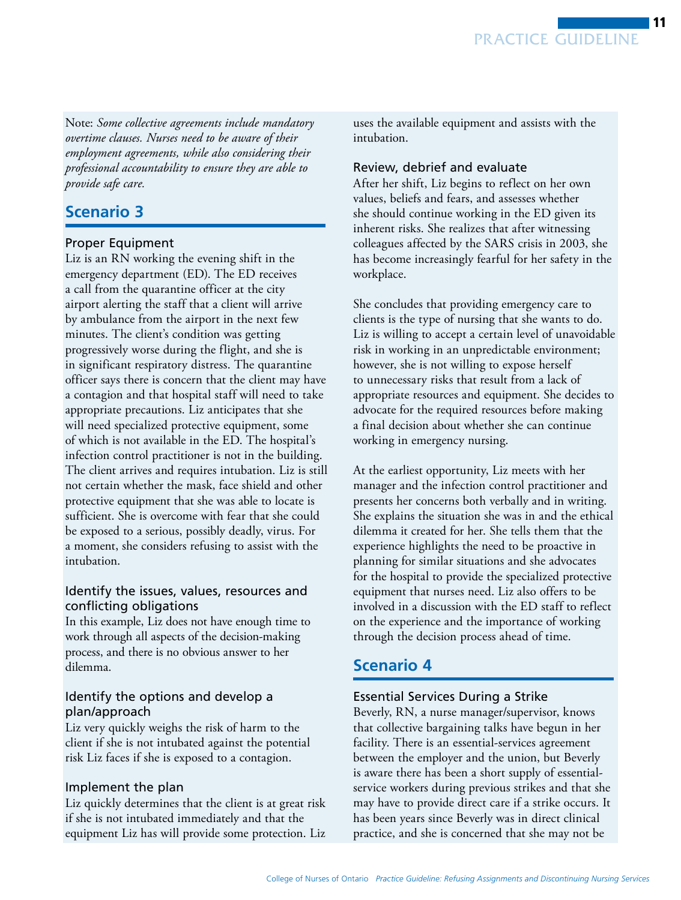Note: *Some collective agreements include mandatory overtime clauses. Nurses need to be aware of their employment agreements, while also considering their professional accountability to ensure they are able to provide safe care.*

## Scenario 3

### Proper Equipment

Liz is an RN working the evening shift in the emergency department (ED). The ED receives a call from the quarantine officer at the city airport alerting the staff that a client will arrive by ambulance from the airport in the next few minutes. The client's condition was getting progressively worse during the flight, and she is in significant respiratory distress. The quarantine officer says there is concern that the client may have a contagion and that hospital staff will need to take appropriate precautions. Liz anticipates that she will need specialized protective equipment, some of which is not available in the ED. The hospital's infection control practitioner is not in the building. The client arrives and requires intubation. Liz is still not certain whether the mask, face shield and other protective equipment that she was able to locate is sufficient. She is overcome with fear that she could be exposed to a serious, possibly deadly, virus. For a moment, she considers refusing to assist with the intubation.

### Identify the issues, values, resources and conflicting obligations

In this example, Liz does not have enough time to work through all aspects of the decision-making process, and there is no obvious answer to her dilemma.

### Identify the options and develop a plan/approach

Liz very quickly weighs the risk of harm to the client if she is not intubated against the potential risk Liz faces if she is exposed to a contagion.

### Implement the plan

Liz quickly determines that the client is at great risk if she is not intubated immediately and that the equipment Liz has will provide some protection. Liz uses the available equipment and assists with the intubation.

### Review, debrief and evaluate

After her shift, Liz begins to reflect on her own values, beliefs and fears, and assesses whether she should continue working in the ED given its inherent risks. She realizes that after witnessing colleagues affected by the SARS crisis in 2003, she has become increasingly fearful for her safety in the workplace.

She concludes that providing emergency care to clients is the type of nursing that she wants to do. Liz is willing to accept a certain level of unavoidable risk in working in an unpredictable environment; however, she is not willing to expose herself to unnecessary risks that result from a lack of appropriate resources and equipment. She decides to advocate for the required resources before making a final decision about whether she can continue working in emergency nursing.

At the earliest opportunity, Liz meets with her manager and the infection control practitioner and presents her concerns both verbally and in writing. She explains the situation she was in and the ethical dilemma it created for her. She tells them that the experience highlights the need to be proactive in planning for similar situations and she advocates for the hospital to provide the specialized protective equipment that nurses need. Liz also offers to be involved in a discussion with the ED staff to reflect on the experience and the importance of working through the decision process ahead of time.

## Scenario 4

### Essential Services During a Strike

Beverly, RN, a nurse manager/supervisor, knows that collective bargaining talks have begun in her facility. There is an essential-services agreement between the employer and the union, but Beverly is aware there has been a short supply of essential-service workers during previous strikes and that she may have to provide direct care if a strike occurs. It has been years since Beverly was in direct clinical practice, and she is concerned that she may not be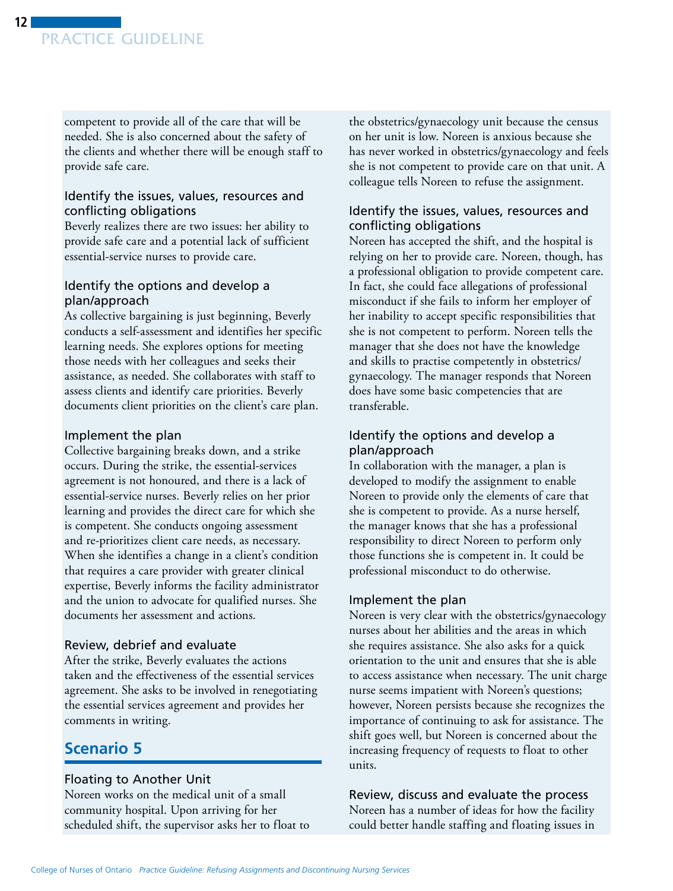competent to provide all of the care that will be needed. She is also concerned about the safety of the clients and whether there will be enough staff to provide safe care.

### Identify the issues, values, resources and conflicting obligations

Beverly realizes there are two issues: her ability to provide safe care and a potential lack of sufficient essential-service nurses to provide care.

### Identify the options and develop a plan/approach

As collective bargaining is just beginning, Beverly conducts a self-assessment and identifies her specific learning needs. She explores options for meeting those needs with her colleagues and seeks their assistance, as needed. She collaborates with staff to assess clients and identify care priorities. Beverly documents client priorities on the client's care plan.

### Implement the plan

Collective bargaining breaks down, and a strike occurs. During the strike, the essential-services agreement is not honoured, and there is a lack of essential-service nurses. Beverly relies on her prior learning and provides the direct care for which she is competent. She conducts ongoing assessment and re-prioritizes client care needs, as necessary. When she identifies a change in a client's condition that requires a care provider with greater clinical expertise, Beverly informs the facility administrator and the union to advocate for qualified nurses. She documents her assessment and actions.

### Review, debrief and evaluate

After the strike, Beverly evaluates the actions taken and the effectiveness of the essential services agreement. She asks to be involved in renegotiating the essential services agreement and provides her comments in writing.

## Scenario 5

### Floating to Another Unit

Noreen works on the medical unit of a small community hospital. Upon arriving for her scheduled shift, the supervisor asks her to float to the obstetrics/gynaecology unit because the census on her unit is low. Noreen is anxious because she has never worked in obstetrics/gynaecology and feels she is not competent to provide care on that unit. A colleague tells Noreen to refuse the assignment.

### Identify the issues, values, resources and conflicting obligations

Noreen has accepted the shift, and the hospital is relying on her to provide care. Noreen, though, has a professional obligation to provide competent care. In fact, she could face allegations of professional misconduct if she fails to inform her employer of her inability to accept specific responsibilities that she is not competent to perform. Noreen tells the manager that she does not have the knowledge and skills to practise competently in obstetrics/gynaecology. The manager responds that Noreen does have some basic competencies that are transferable.

### Identify the options and develop a plan/approach

In collaboration with the manager, a plan is developed to modify the assignment to enable Noreen to provide only the elements of care that she is competent to provide. As a nurse herself, the manager knows that she has a professional responsibility to direct Noreen to perform only those functions she is competent in. It could be professional misconduct to do otherwise.

### Implement the plan

Noreen is very clear with the obstetrics/gynaecology nurses about her abilities and the areas in which she requires assistance. She also asks for a quick orientation to the unit and ensures that she is able to access assistance when necessary. The unit charge nurse seems impatient with Noreen's questions; however, Noreen persists because she recognizes the importance of continuing to ask for assistance. The shift goes well, but Noreen is concerned about the increasing frequency of requests to float to other units.

### Review, discuss and evaluate the process

Noreen has a number of ideas for how the facility could better handle staffing and floating issues in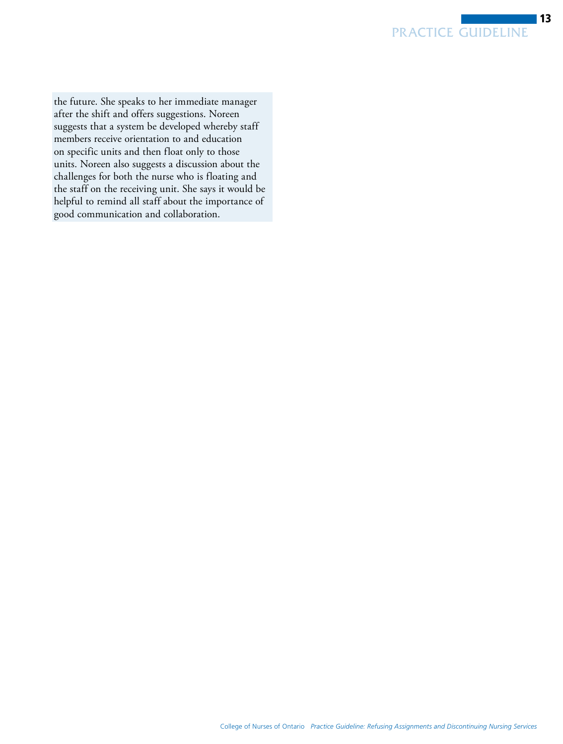the future. She speaks to her immediate manager after the shift and offers suggestions. Noreen suggests that a system be developed whereby staff members receive orientation to and education on specific units and then float only to those units. Noreen also suggests a discussion about the challenges for both the nurse who is floating and the staff on the receiving unit. She says it would be helpful to remind all staff about the importance of good communication and collaboration.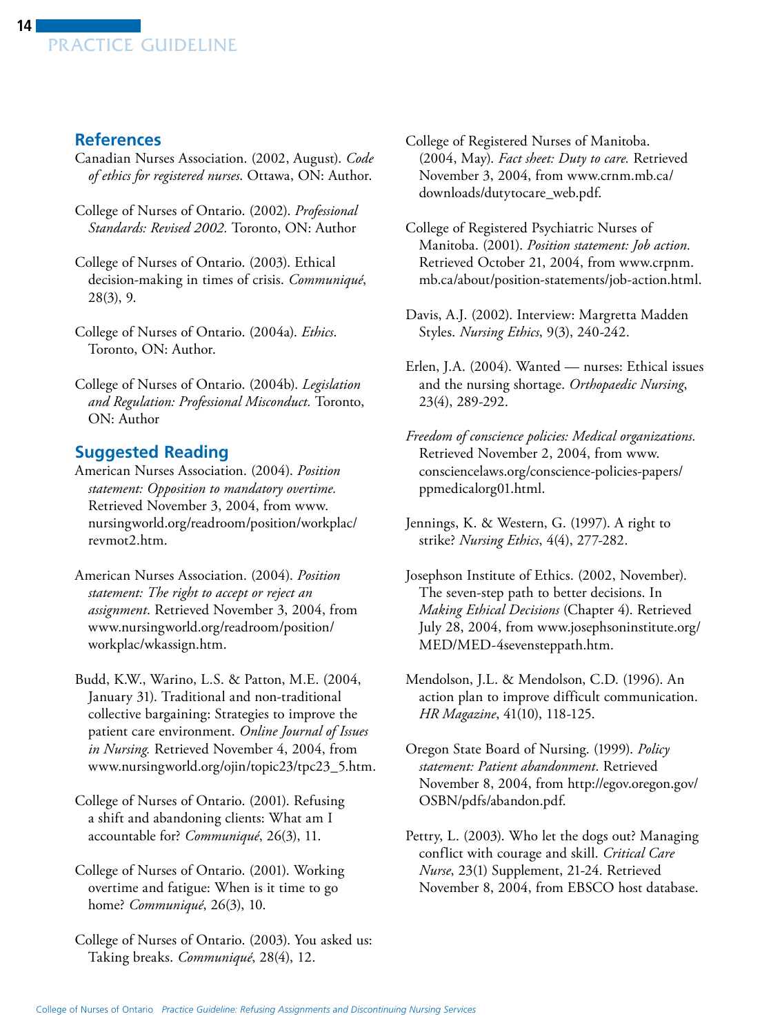## References

Canadian Nurses Association. (2002, August). *Code of ethics for registered nurses*. Ottawa, ON: Author.

College of Nurses of Ontario. (2002). *Professional Standards: Revised 2002.* Toronto, ON: Author

College of Nurses of Ontario. (2003). Ethical decision-making in times of crisis. *Communiqué*, 28(3), 9.

College of Nurses of Ontario. (2004a). *Ethics*. Toronto, ON: Author.

College of Nurses of Ontario. (2004b). *Legislation and Regulation: Professional Misconduct.* Toronto, ON: Author

## Suggested Reading

American Nurses Association. (2004). *Position statement: Opposition to mandatory overtime.* Retrieved November 3, 2004, from www.nursingworld.org/readroom/position/workplac/revmot2.htm.

American Nurses Association. (2004). *Position statement: The right to accept or reject an assignment*. Retrieved November 3, 2004, from www.nursingworld.org/readroom/position/workplac/wkassign.htm.

Budd, K.W., Warino, L.S. & Patton, M.E. (2004, January 31). Traditional and non-traditional collective bargaining: Strategies to improve the patient care environment. *Online Journal of Issues in Nursing.* Retrieved November 4, 2004, from www.nursingworld.org/ojin/topic23/tpc23_5.htm.

College of Nurses of Ontario. (2001). Refusing a shift and abandoning clients: What am I accountable for? *Communiqué*, 26(3), 11.

College of Nurses of Ontario. (2001). Working overtime and fatigue: When is it time to go home? *Communiqué*, 26(3), 10.

College of Nurses of Ontario. (2003). You asked us: Taking breaks. *Communiqué*, 28(4), 12.

College of Registered Nurses of Manitoba. (2004, May). *Fact sheet: Duty to care.* Retrieved November 3, 2004, from www.crnm.mb.ca/downloads/dutytocare_web.pdf.

College of Registered Psychiatric Nurses of Manitoba. (2001). *Position statement: Job action.* Retrieved October 21, 2004, from www.crpnm.mb.ca/about/position-statements/job-action.html.

Davis, A.J. (2002). Interview: Margretta Madden Styles. *Nursing Ethics*, 9(3), 240-242.

Erlen, J.A. (2004). Wanted — nurses: Ethical issues and the nursing shortage. *Orthopaedic Nursing*, 23(4), 289-292.

*Freedom of conscience policies: Medical organizations.* Retrieved November 2, 2004, from www.consciencelaws.org/conscience-policies-papers/ppmedicalorg01.html.

Jennings, K. & Western, G. (1997). A right to strike? *Nursing Ethics*, 4(4), 277-282.

Josephson Institute of Ethics. (2002, November). The seven-step path to better decisions. In *Making Ethical Decisions* (Chapter 4). Retrieved July 28, 2004, from www.josephsoninstitute.org/MED/MED-4sevensteppath.htm.

Mendolson, J.L. & Mendolson, C.D. (1996). An action plan to improve difficult communication. *HR Magazine*, 41(10), 118-125.

Oregon State Board of Nursing. (1999). *Policy statement: Patient abandonment*. Retrieved November 8, 2004, from http://egov.oregon.gov/OSBN/pdfs/abandon.pdf.

Pettry, L. (2003). Who let the dogs out? Managing conflict with courage and skill. *Critical Care Nurse*, 23(1) Supplement, 21-24. Retrieved November 8, 2004, from EBSCO host database.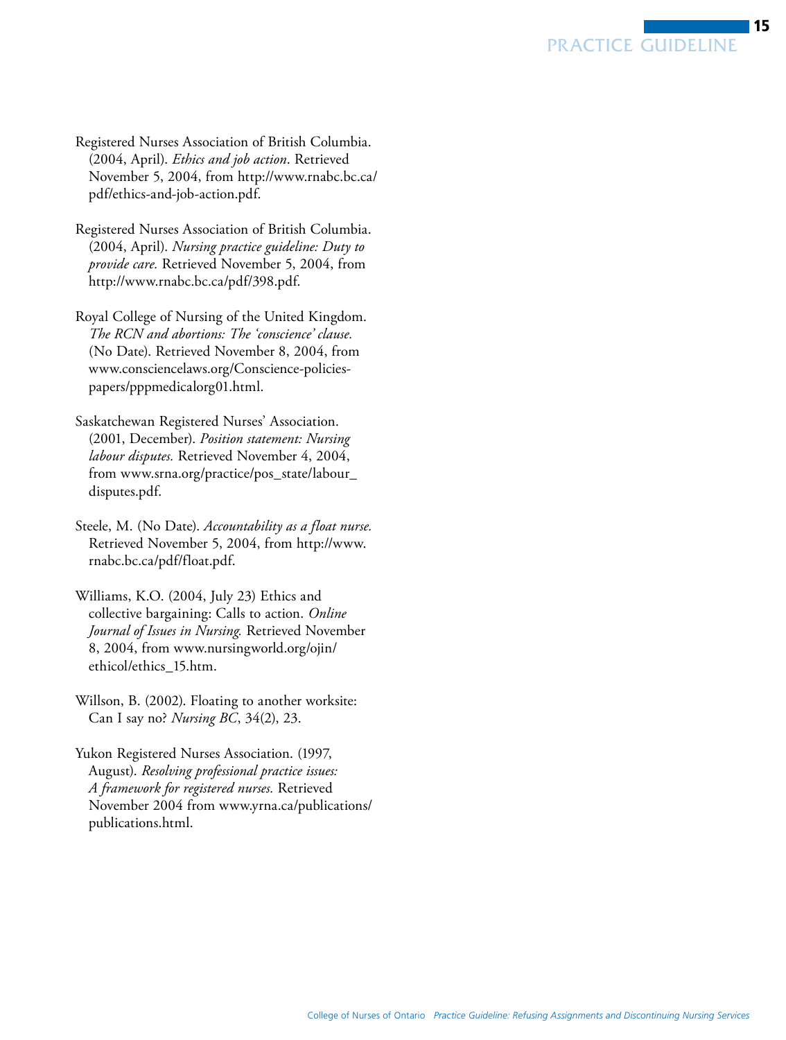Registered Nurses Association of British Columbia. (2004, April). *Ethics and job action*. Retrieved November 5, 2004, from http://www.rnabc.bc.ca/pdf/ethics-and-job-action.pdf.

Registered Nurses Association of British Columbia. (2004, April). *Nursing practice guideline: Duty to provide care.* Retrieved November 5, 2004, from http://www.rnabc.bc.ca/pdf/398.pdf.

Royal College of Nursing of the United Kingdom. *The RCN and abortions: The 'conscience' clause.* (No Date). Retrieved November 8, 2004, from www.consciencelaws.org/Conscience-policies-papers/pppmedicalorg01.html.

Saskatchewan Registered Nurses' Association. (2001, December). *Position statement: Nursing labour disputes.* Retrieved November 4, 2004, from www.srna.org/practice/pos_state/labour_disputes.pdf.

Steele, M. (No Date). *Accountability as a float nurse.* Retrieved November 5, 2004, from http://www.rnabc.bc.ca/pdf/float.pdf.

Williams, K.O. (2004, July 23) Ethics and collective bargaining: Calls to action. *Online Journal of Issues in Nursing.* Retrieved November 8, 2004, from www.nursingworld.org/ojin/ethicol/ethics_15.htm.

Willson, B. (2002). Floating to another worksite: Can I say no? *Nursing BC*, 34(2), 23.

Yukon Registered Nurses Association. (1997, August). *Resolving professional practice issues: A framework for registered nurses.* Retrieved November 2004 from www.yrna.ca/publications/publications.html.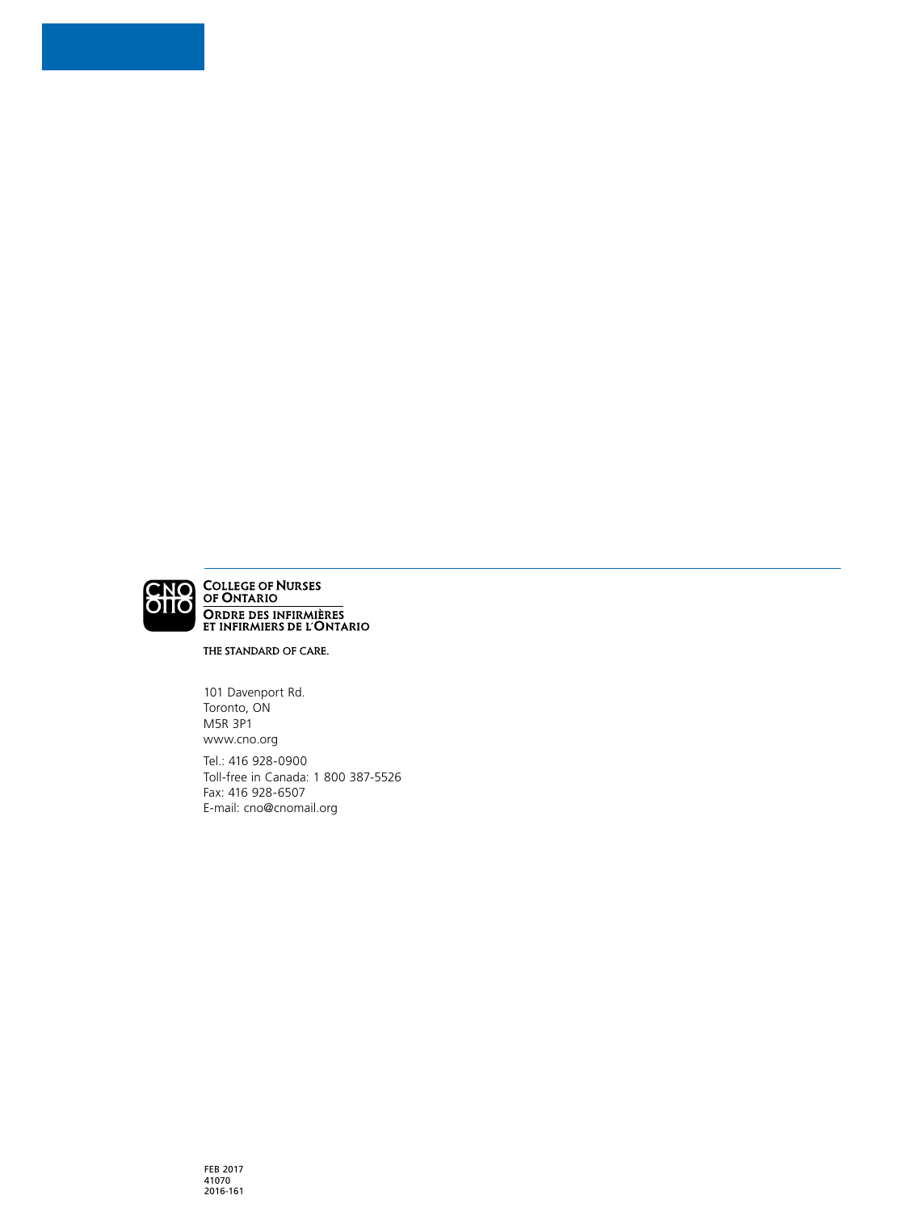College of Nurses of Ontario
Ordre des infirmières et infirmiers de l'Ontario

THE STANDARD OF CARE.

101 Davenport Rd.
Toronto, ON
M5R 3P1
www.cno.org

Tel.: 416 928-0900
Toll-free in Canada: 1 800 387-5526
Fax: 416 928-6507
E-mail: cno@cnomail.org

FEB 2017
41070
2016-161